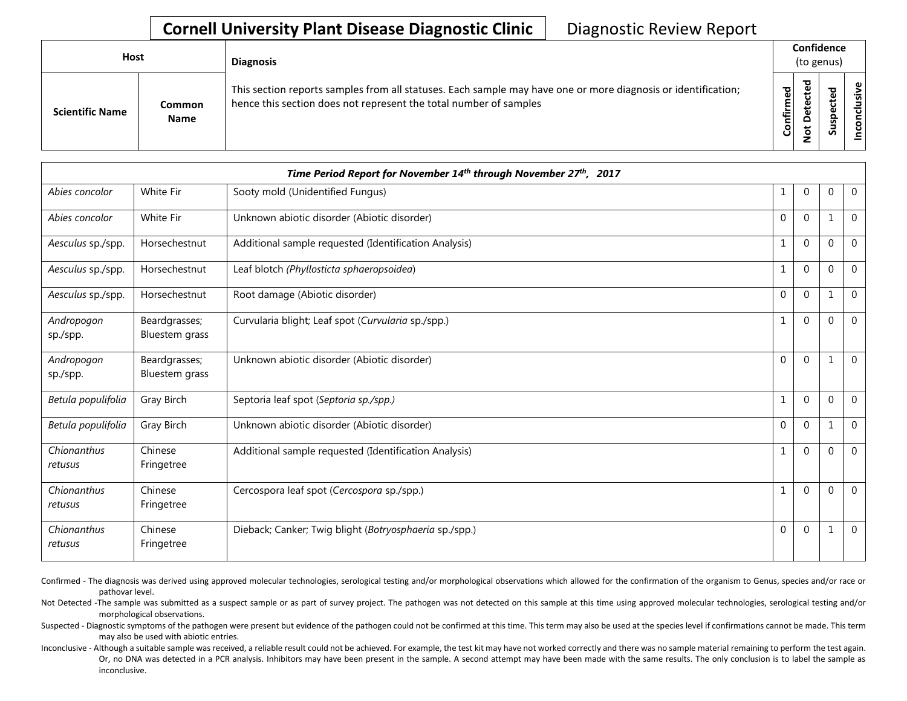# Cornell University Plant Disease Diagnostic Clinic

Diagnostic Review Report

| Host | | Diagnosis | Confidence (to genus) | | | |
|---|---|---|---|---|---|---|
| Scientific Name | Common Name | This section reports samples from all statuses. Each sample may have one or more diagnosis or identification; hence this section does not represent the total number of samples | Confirmed | Not Detected | Suspected | Inconclusive |
| **Time Period Report for November 14th through November 27th, 2017** | | | | | | |
| *Abies concolor* | White Fir | Sooty mold (Unidentified Fungus) | 1 | 0 | 0 | 0 |
| *Abies concolor* | White Fir | Unknown abiotic disorder (Abiotic disorder) | 0 | 0 | 1 | 0 |
| *Aesculus* sp./spp. | Horsechestnut | Additional sample requested (Identification Analysis) | 1 | 0 | 0 | 0 |
| *Aesculus* sp./spp. | Horsechestnut | Leaf blotch *(Phyllosticta sphaeropsoidea*) | 1 | 0 | 0 | 0 |
| *Aesculus* sp./spp. | Horsechestnut | Root damage (Abiotic disorder) | 0 | 0 | 1 | 0 |
| *Andropogon* sp./spp. | Beardgrasses; Bluestem grass | Curvularia blight; Leaf spot (*Curvularia* sp./spp.) | 1 | 0 | 0 | 0 |
| *Andropogon* sp./spp. | Beardgrasses; Bluestem grass | Unknown abiotic disorder (Abiotic disorder) | 0 | 0 | 1 | 0 |
| *Betula populifolia* | Gray Birch | Septoria leaf spot (*Septoria sp./spp.)* | 1 | 0 | 0 | 0 |
| *Betula populifolia* | Gray Birch | Unknown abiotic disorder (Abiotic disorder) | 0 | 0 | 1 | 0 |
| *Chionanthus retusus* | Chinese Fringetree | Additional sample requested (Identification Analysis) | 1 | 0 | 0 | 0 |
| *Chionanthus retusus* | Chinese Fringetree | Cercospora leaf spot (*Cercospora* sp./spp.) | 1 | 0 | 0 | 0 |
| *Chionanthus retusus* | Chinese Fringetree | Dieback; Canker; Twig blight (*Botryosphaeria* sp./spp.) | 0 | 0 | 1 | 0 |

Confirmed - The diagnosis was derived using approved molecular technologies, serological testing and/or morphological observations which allowed for the confirmation of the organism to Genus, species and/or race or pathovar level.

Not Detected -The sample was submitted as a suspect sample or as part of survey project. The pathogen was not detected on this sample at this time using approved molecular technologies, serological testing and/or morphological observations.

Suspected - Diagnostic symptoms of the pathogen were present but evidence of the pathogen could not be confirmed at this time. This term may also be used at the species level if confirmations cannot be made. This term may also be used with abiotic entries.

Inconclusive - Although a suitable sample was received, a reliable result could not be achieved. For example, the test kit may have not worked correctly and there was no sample material remaining to perform the test again. Or, no DNA was detected in a PCR analysis. Inhibitors may have been present in the sample. A second attempt may have been made with the same results. The only conclusion is to label the sample as inconclusive.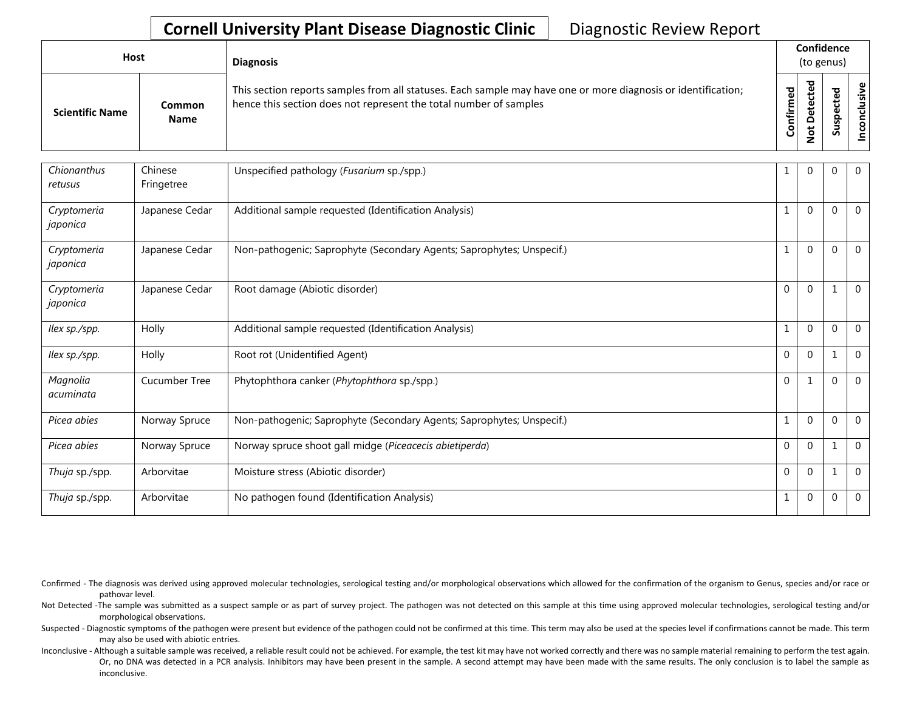# Cornell University Plant Disease Diagnostic Clinic

Diagnostic Review Report

| Host | | Diagnosis | Confidence (to genus) | | | |
|---|---|---|---|---|---|---|
| Scientific Name | Common Name | This section reports samples from all statuses. Each sample may have one or more diagnosis or identification; hence this section does not represent the total number of samples | Confirmed | Not Detected | Suspected | Inconclusive |
| *Chionanthus retusus* | Chinese Fringetree | Unspecified pathology (*Fusarium* sp./spp.) | 1 | 0 | 0 | 0 |
| *Cryptomeria japonica* | Japanese Cedar | Additional sample requested (Identification Analysis) | 1 | 0 | 0 | 0 |
| *Cryptomeria japonica* | Japanese Cedar | Non-pathogenic; Saprophyte (Secondary Agents; Saprophytes; Unspecif.) | 1 | 0 | 0 | 0 |
| *Cryptomeria japonica* | Japanese Cedar | Root damage (Abiotic disorder) | 0 | 0 | 1 | 0 |
| *Ilex sp./spp.* | Holly | Additional sample requested (Identification Analysis) | 1 | 0 | 0 | 0 |
| *Ilex sp./spp.* | Holly | Root rot (Unidentified Agent) | 0 | 0 | 1 | 0 |
| *Magnolia acuminata* | Cucumber Tree | Phytophthora canker (*Phytophthora* sp./spp.) | 0 | 1 | 0 | 0 |
| *Picea abies* | Norway Spruce | Non-pathogenic; Saprophyte (Secondary Agents; Saprophytes; Unspecif.) | 1 | 0 | 0 | 0 |
| *Picea abies* | Norway Spruce | Norway spruce shoot gall midge (*Piceacecis abietiperda*) | 0 | 0 | 1 | 0 |
| *Thuja* sp./spp. | Arborvitae | Moisture stress (Abiotic disorder) | 0 | 0 | 1 | 0 |
| *Thuja* sp./spp. | Arborvitae | No pathogen found (Identification Analysis) | 1 | 0 | 0 | 0 |

Confirmed - The diagnosis was derived using approved molecular technologies, serological testing and/or morphological observations which allowed for the confirmation of the organism to Genus, species and/or race or pathovar level.

Not Detected -The sample was submitted as a suspect sample or as part of survey project. The pathogen was not detected on this sample at this time using approved molecular technologies, serological testing and/or morphological observations.

Suspected - Diagnostic symptoms of the pathogen were present but evidence of the pathogen could not be confirmed at this time. This term may also be used at the species level if confirmations cannot be made. This term may also be used with abiotic entries.

Inconclusive - Although a suitable sample was received, a reliable result could not be achieved. For example, the test kit may have not worked correctly and there was no sample material remaining to perform the test again. Or, no DNA was detected in a PCR analysis. Inhibitors may have been present in the sample. A second attempt may have been made with the same results. The only conclusion is to label the sample as inconclusive.